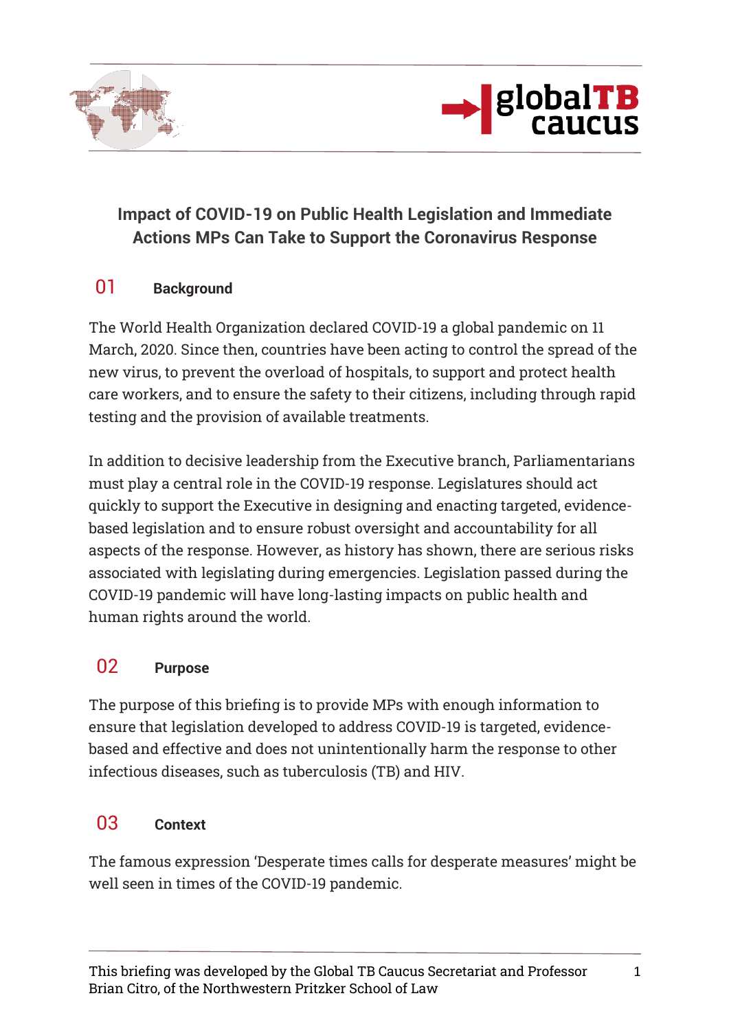# Impact of COVID-19 on Public Health Legislation and Immediate Actions MPs Can Take to Support the Coronavirus Response

## 01 Background

The World Health Organization declared COVID-19 a global pandemic on 11 March, 2020. Since then, countries have been acting to control the spread of the new virus, to prevent the overload of hospitals, to support and protect health care workers, and to ensure the safety to their citizens, including through rapid testing and the provision of available treatments.

In addition to decisive leadership from the Executive branch, Parliamentarians must play a central role in the COVID-19 response. Legislatures should act quickly to support the Executive in designing and enacting targeted, evidence-based legislation and to ensure robust oversight and accountability for all aspects of the response. However, as history has shown, there are serious risks associated with legislating during emergencies. Legislation passed during the COVID-19 pandemic will have long-lasting impacts on public health and human rights around the world.

## 02 Purpose

The purpose of this briefing is to provide MPs with enough information to ensure that legislation developed to address COVID-19 is targeted, evidence-based and effective and does not unintentionally harm the response to other infectious diseases, such as tuberculosis (TB) and HIV.

## 03 Context

The famous expression 'Desperate times calls for desperate measures' might be well seen in times of the COVID-19 pandemic.

This briefing was developed by the Global TB Caucus Secretariat and Professor Brian Citro, of the Northwestern Pritzker School of Law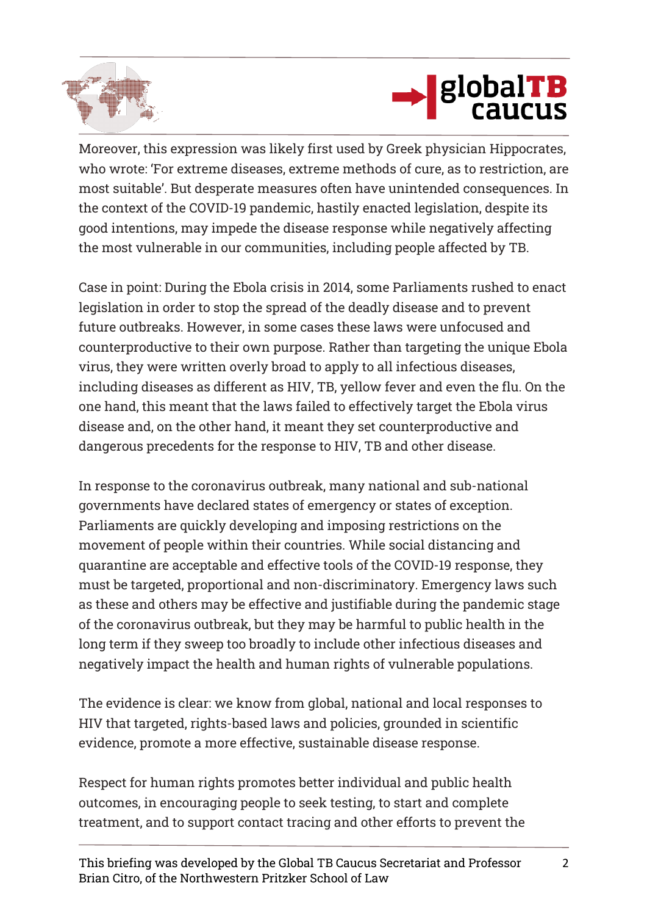Moreover, this expression was likely first used by Greek physician Hippocrates, who wrote: 'For extreme diseases, extreme methods of cure, as to restriction, are most suitable'. But desperate measures often have unintended consequences. In the context of the COVID-19 pandemic, hastily enacted legislation, despite its good intentions, may impede the disease response while negatively affecting the most vulnerable in our communities, including people affected by TB.

Case in point: During the Ebola crisis in 2014, some Parliaments rushed to enact legislation in order to stop the spread of the deadly disease and to prevent future outbreaks. However, in some cases these laws were unfocused and counterproductive to their own purpose. Rather than targeting the unique Ebola virus, they were written overly broad to apply to all infectious diseases, including diseases as different as HIV, TB, yellow fever and even the flu. On the one hand, this meant that the laws failed to effectively target the Ebola virus disease and, on the other hand, it meant they set counterproductive and dangerous precedents for the response to HIV, TB and other disease.

In response to the coronavirus outbreak, many national and sub-national governments have declared states of emergency or states of exception. Parliaments are quickly developing and imposing restrictions on the movement of people within their countries. While social distancing and quarantine are acceptable and effective tools of the COVID-19 response, they must be targeted, proportional and non-discriminatory. Emergency laws such as these and others may be effective and justifiable during the pandemic stage of the coronavirus outbreak, but they may be harmful to public health in the long term if they sweep too broadly to include other infectious diseases and negatively impact the health and human rights of vulnerable populations.

The evidence is clear: we know from global, national and local responses to HIV that targeted, rights-based laws and policies, grounded in scientific evidence, promote a more effective, sustainable disease response.

Respect for human rights promotes better individual and public health outcomes, in encouraging people to seek testing, to start and complete treatment, and to support contact tracing and other efforts to prevent the

This briefing was developed by the Global TB Caucus Secretariat and Professor Brian Citro, of the Northwestern Pritzker School of Law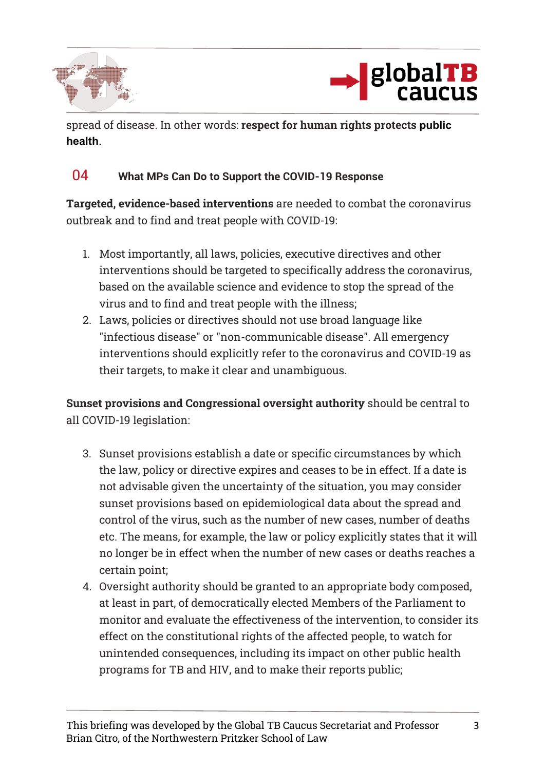spread of disease. In other words: **respect for human rights protects public health**.

## 04 What MPs Can Do to Support the COVID-19 Response

**Targeted, evidence-based interventions** are needed to combat the coronavirus outbreak and to find and treat people with COVID-19:

1. Most importantly, all laws, policies, executive directives and other interventions should be targeted to specifically address the coronavirus, based on the available science and evidence to stop the spread of the virus and to find and treat people with the illness;
2. Laws, policies or directives should not use broad language like "infectious disease" or "non-communicable disease". All emergency interventions should explicitly refer to the coronavirus and COVID-19 as their targets, to make it clear and unambiguous.

**Sunset provisions and Congressional oversight authority** should be central to all COVID-19 legislation:

3. Sunset provisions establish a date or specific circumstances by which the law, policy or directive expires and ceases to be in effect. If a date is not advisable given the uncertainty of the situation, you may consider sunset provisions based on epidemiological data about the spread and control of the virus, such as the number of new cases, number of deaths etc. The means, for example, the law or policy explicitly states that it will no longer be in effect when the number of new cases or deaths reaches a certain point;
4. Oversight authority should be granted to an appropriate body composed, at least in part, of democratically elected Members of the Parliament to monitor and evaluate the effectiveness of the intervention, to consider its effect on the constitutional rights of the affected people, to watch for unintended consequences, including its impact on other public health programs for TB and HIV, and to make their reports public;

This briefing was developed by the Global TB Caucus Secretariat and Professor Brian Citro, of the Northwestern Pritzker School of Law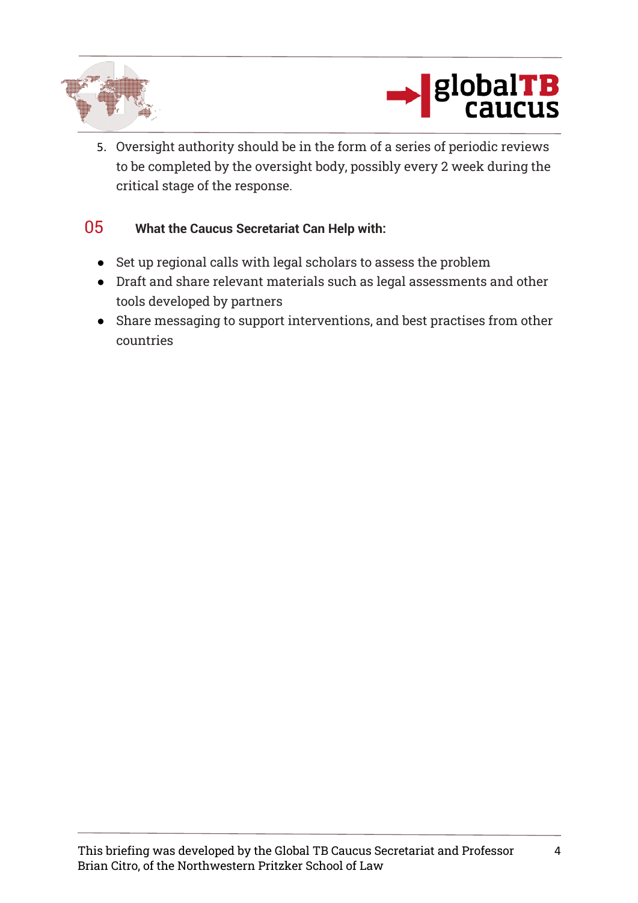5. Oversight authority should be in the form of a series of periodic reviews to be completed by the oversight body, possibly every 2 week during the critical stage of the response.

## 05 What the Caucus Secretariat Can Help with:

- Set up regional calls with legal scholars to assess the problem
- Draft and share relevant materials such as legal assessments and other tools developed by partners
- Share messaging to support interventions, and best practises from other countries

This briefing was developed by the Global TB Caucus Secretariat and Professor Brian Citro, of the Northwestern Pritzker School of Law